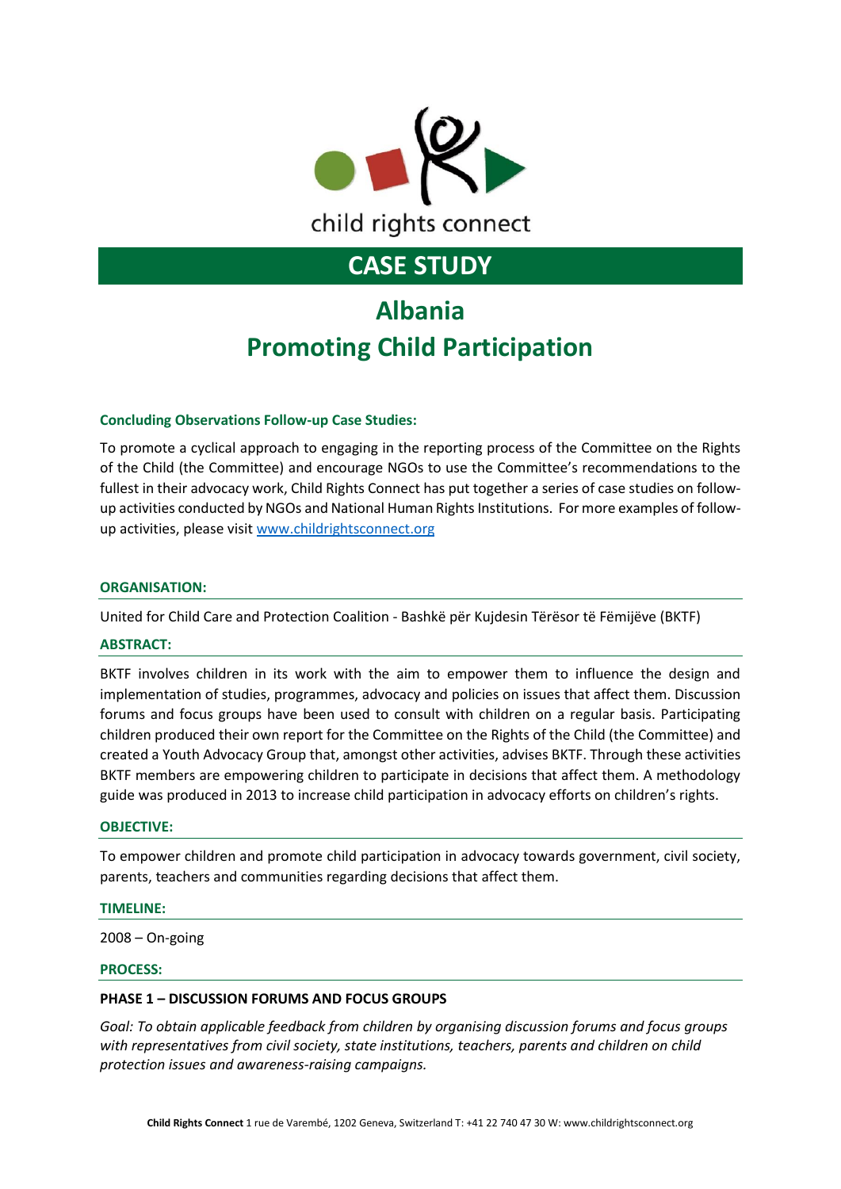child rights connect

# CASE STUDY

# Albania
# Promoting Child Participation

**Concluding Observations Follow-up Case Studies:**

To promote a cyclical approach to engaging in the reporting process of the Committee on the Rights of the Child (the Committee) and encourage NGOs to use the Committee's recommendations to the fullest in their advocacy work, Child Rights Connect has put together a series of case studies on follow-up activities conducted by NGOs and National Human Rights Institutions. For more examples of follow-up activities, please visit [www.childrightsconnect.org](http://www.childrightsconnect.org)

## ORGANISATION:

United for Child Care and Protection Coalition - Bashkë për Kujdesin Tërësor të Fëmijëve (BKTF)

## ABSTRACT:

BKTF involves children in its work with the aim to empower them to influence the design and implementation of studies, programmes, advocacy and policies on issues that affect them. Discussion forums and focus groups have been used to consult with children on a regular basis. Participating children produced their own report for the Committee on the Rights of the Child (the Committee) and created a Youth Advocacy Group that, amongst other activities, advises BKTF. Through these activities BKTF members are empowering children to participate in decisions that affect them. A methodology guide was produced in 2013 to increase child participation in advocacy efforts on children's rights.

## OBJECTIVE:

To empower children and promote child participation in advocacy towards government, civil society, parents, teachers and communities regarding decisions that affect them.

## TIMELINE:

2008 – On-going

## PROCESS:

### PHASE 1 – DISCUSSION FORUMS AND FOCUS GROUPS

*Goal: To obtain applicable feedback from children by organising discussion forums and focus groups with representatives from civil society, state institutions, teachers, parents and children on child protection issues and awareness-raising campaigns.*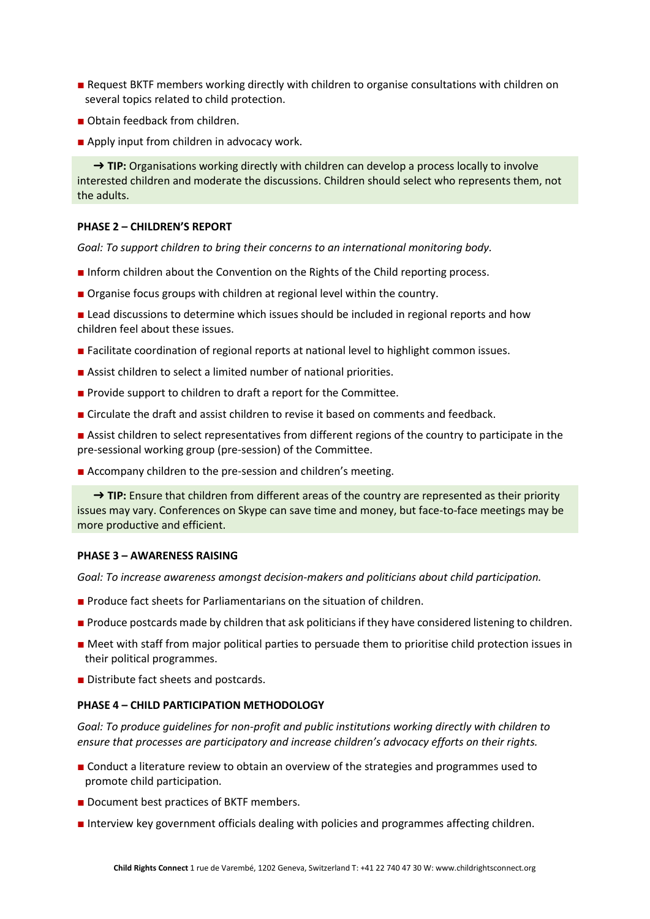- Request BKTF members working directly with children to organise consultations with children on several topics related to child protection.
- Obtain feedback from children.
- Apply input from children in advocacy work.

> ➜ **TIP:** Organisations working directly with children can develop a process locally to involve interested children and moderate the discussions. Children should select who represents them, not the adults.

**PHASE 2 – CHILDREN'S REPORT**

*Goal: To support children to bring their concerns to an international monitoring body.*

- Inform children about the Convention on the Rights of the Child reporting process.
- Organise focus groups with children at regional level within the country.
- Lead discussions to determine which issues should be included in regional reports and how children feel about these issues.
- Facilitate coordination of regional reports at national level to highlight common issues.
- Assist children to select a limited number of national priorities.
- Provide support to children to draft a report for the Committee.
- Circulate the draft and assist children to revise it based on comments and feedback.
- Assist children to select representatives from different regions of the country to participate in the pre-sessional working group (pre-session) of the Committee.
- Accompany children to the pre-session and children's meeting.

> ➜ **TIP:** Ensure that children from different areas of the country are represented as their priority issues may vary. Conferences on Skype can save time and money, but face-to-face meetings may be more productive and efficient.

**PHASE 3 – AWARENESS RAISING**

*Goal: To increase awareness amongst decision-makers and politicians about child participation.*

- Produce fact sheets for Parliamentarians on the situation of children.
- Produce postcards made by children that ask politicians if they have considered listening to children.
- Meet with staff from major political parties to persuade them to prioritise child protection issues in their political programmes.
- Distribute fact sheets and postcards.

**PHASE 4 – CHILD PARTICIPATION METHODOLOGY**

*Goal: To produce guidelines for non-profit and public institutions working directly with children to ensure that processes are participatory and increase children's advocacy efforts on their rights.*

- Conduct a literature review to obtain an overview of the strategies and programmes used to promote child participation.
- Document best practices of BKTF members.
- Interview key government officials dealing with policies and programmes affecting children.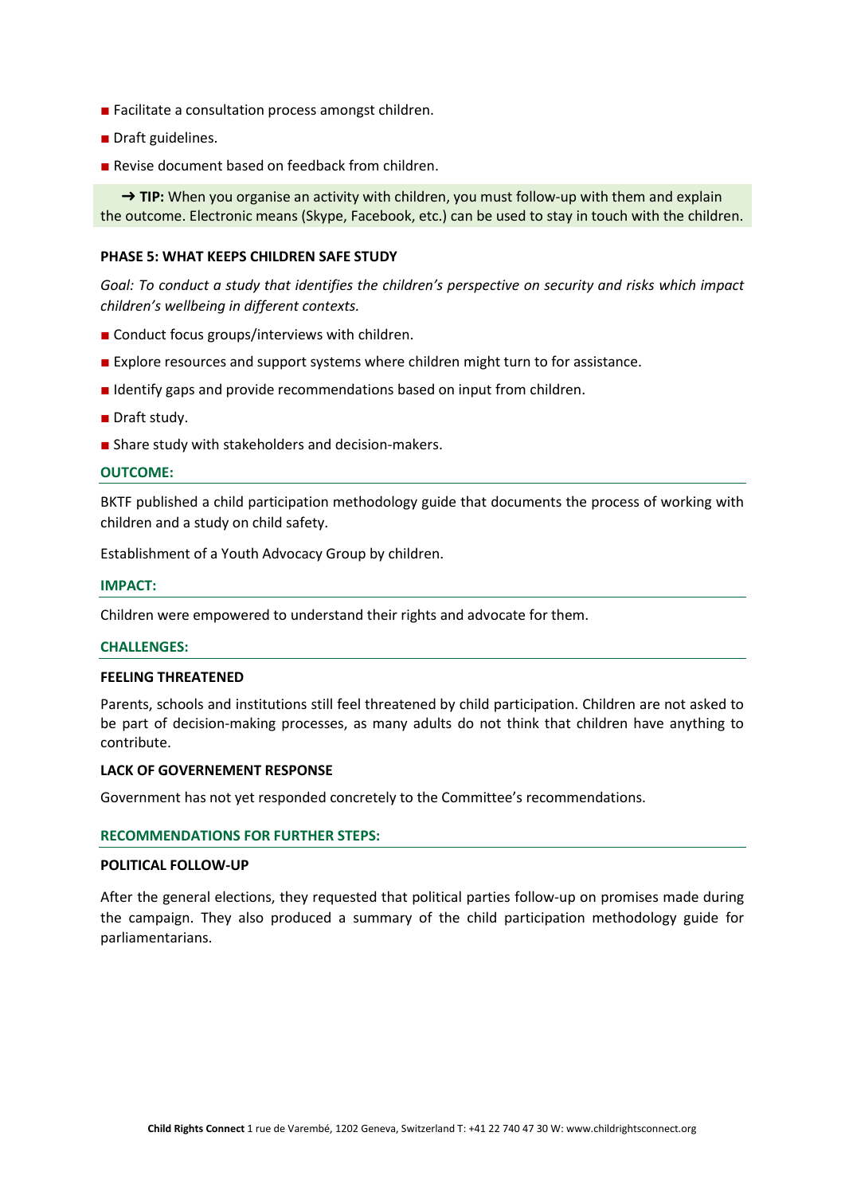- Facilitate a consultation process amongst children.
- Draft guidelines.
- Revise document based on feedback from children.

> ➜ **TIP:** When you organise an activity with children, you must follow-up with them and explain the outcome. Electronic means (Skype, Facebook, etc.) can be used to stay in touch with the children.

**PHASE 5: WHAT KEEPS CHILDREN SAFE STUDY**

*Goal: To conduct a study that identifies the children's perspective on security and risks which impact children's wellbeing in different contexts.*

- Conduct focus groups/interviews with children.
- Explore resources and support systems where children might turn to for assistance.
- Identify gaps and provide recommendations based on input from children.
- Draft study.
- Share study with stakeholders and decision-makers.

## OUTCOME:

BKTF published a child participation methodology guide that documents the process of working with children and a study on child safety.

Establishment of a Youth Advocacy Group by children.

## IMPACT:

Children were empowered to understand their rights and advocate for them.

## CHALLENGES:

**FEELING THREATENED**

Parents, schools and institutions still feel threatened by child participation. Children are not asked to be part of decision-making processes, as many adults do not think that children have anything to contribute.

**LACK OF GOVERNEMENT RESPONSE**

Government has not yet responded concretely to the Committee's recommendations.

## RECOMMENDATIONS FOR FURTHER STEPS:

**POLITICAL FOLLOW-UP**

After the general elections, they requested that political parties follow-up on promises made during the campaign. They also produced a summary of the child participation methodology guide for parliamentarians.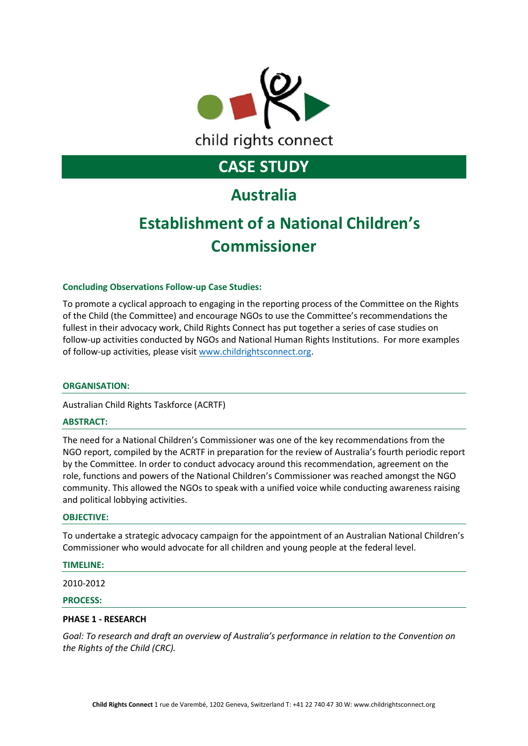child rights connect

# CASE STUDY

## Australia

## Establishment of a National Children's Commissioner

**Concluding Observations Follow-up Case Studies:**

To promote a cyclical approach to engaging in the reporting process of the Committee on the Rights of the Child (the Committee) and encourage NGOs to use the Committee's recommendations the fullest in their advocacy work, Child Rights Connect has put together a series of case studies on follow-up activities conducted by NGOs and National Human Rights Institutions. For more examples of follow-up activities, please visit [www.childrightsconnect.org](http://www.childrightsconnect.org).

**ORGANISATION:**

Australian Child Rights Taskforce (ACRTF)

**ABSTRACT:**

The need for a National Children's Commissioner was one of the key recommendations from the NGO report, compiled by the ACRTF in preparation for the review of Australia's fourth periodic report by the Committee. In order to conduct advocacy around this recommendation, agreement on the role, functions and powers of the National Children's Commissioner was reached amongst the NGO community. This allowed the NGOs to speak with a unified voice while conducting awareness raising and political lobbying activities.

**OBJECTIVE:**

To undertake a strategic advocacy campaign for the appointment of an Australian National Children's Commissioner who would advocate for all children and young people at the federal level.

**TIMELINE:**

2010-2012

**PROCESS:**

**PHASE 1 - RESEARCH**

*Goal: To research and draft an overview of Australia's performance in relation to the Convention on the Rights of the Child (CRC).*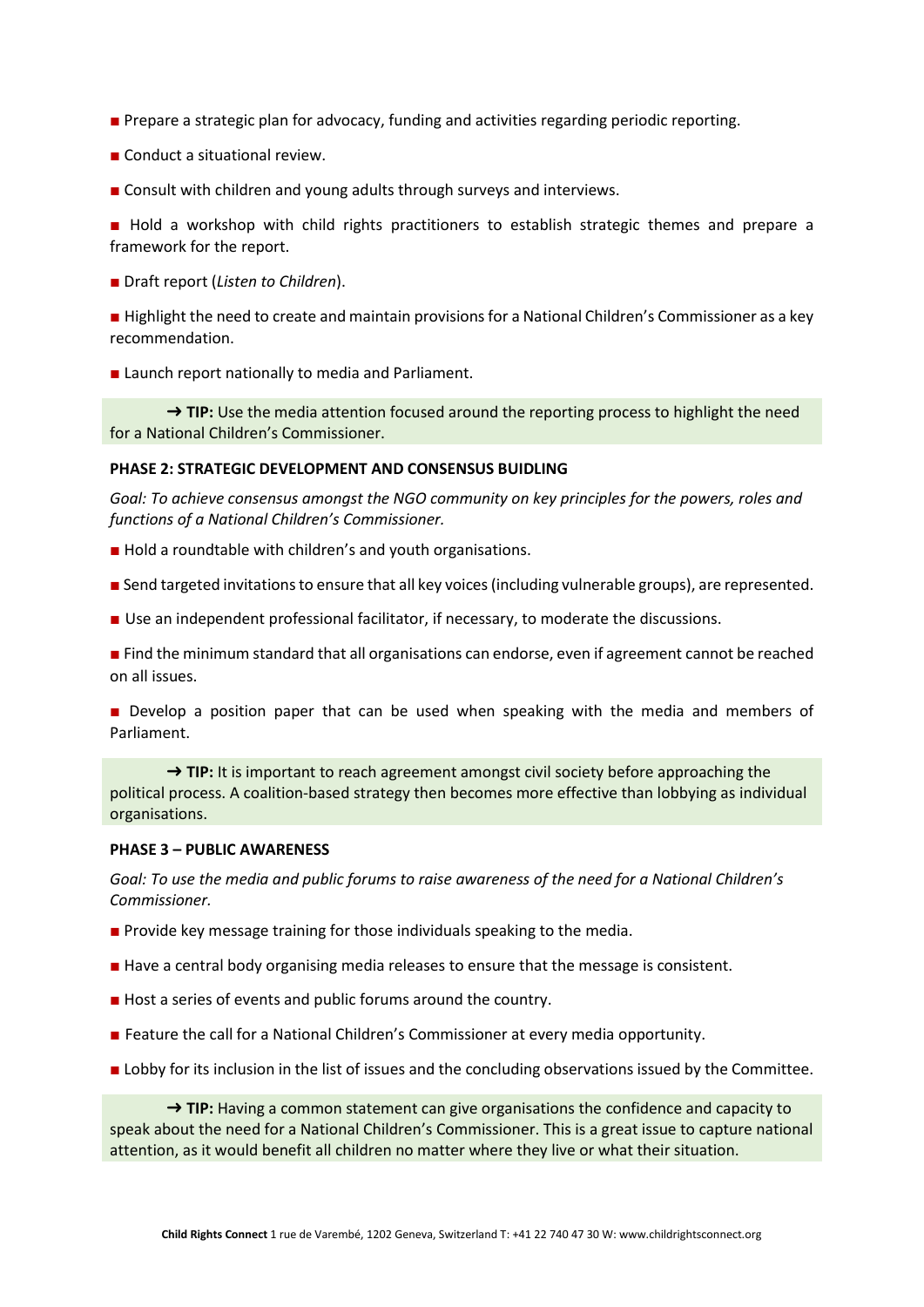■ Prepare a strategic plan for advocacy, funding and activities regarding periodic reporting.

■ Conduct a situational review.

■ Consult with children and young adults through surveys and interviews.

■ Hold a workshop with child rights practitioners to establish strategic themes and prepare a framework for the report.

■ Draft report (*Listen to Children*).

■ Highlight the need to create and maintain provisions for a National Children's Commissioner as a key recommendation.

■ Launch report nationally to media and Parliament.

> ➔ **TIP:** Use the media attention focused around the reporting process to highlight the need for a National Children's Commissioner.

**PHASE 2: STRATEGIC DEVELOPMENT AND CONSENSUS BUIDLING**

*Goal: To achieve consensus amongst the NGO community on key principles for the powers, roles and functions of a National Children's Commissioner.*

■ Hold a roundtable with children's and youth organisations.

■ Send targeted invitations to ensure that all key voices (including vulnerable groups), are represented.

■ Use an independent professional facilitator, if necessary, to moderate the discussions.

■ Find the minimum standard that all organisations can endorse, even if agreement cannot be reached on all issues.

■ Develop a position paper that can be used when speaking with the media and members of Parliament.

> ➔ **TIP:** It is important to reach agreement amongst civil society before approaching the political process. A coalition-based strategy then becomes more effective than lobbying as individual organisations.

**PHASE 3 – PUBLIC AWARENESS**

*Goal: To use the media and public forums to raise awareness of the need for a National Children's Commissioner.*

■ Provide key message training for those individuals speaking to the media.

■ Have a central body organising media releases to ensure that the message is consistent.

■ Host a series of events and public forums around the country.

■ Feature the call for a National Children's Commissioner at every media opportunity.

■ Lobby for its inclusion in the list of issues and the concluding observations issued by the Committee.

> ➔ **TIP:** Having a common statement can give organisations the confidence and capacity to speak about the need for a National Children's Commissioner. This is a great issue to capture national attention, as it would benefit all children no matter where they live or what their situation.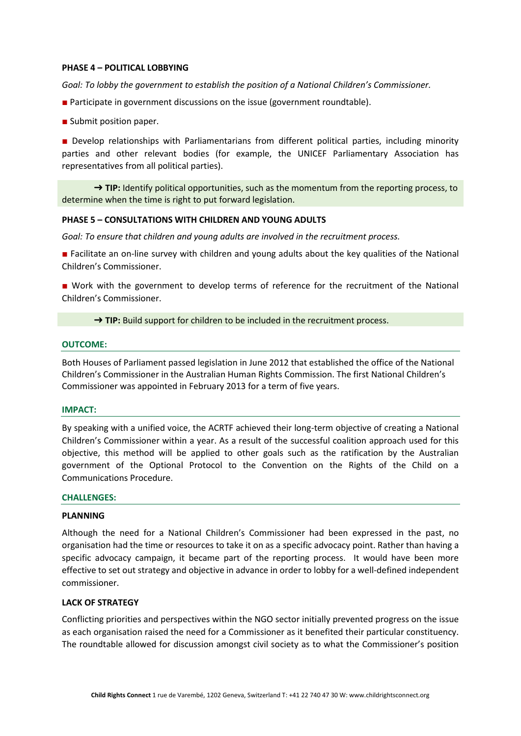**PHASE 4 – POLITICAL LOBBYING**

*Goal: To lobby the government to establish the position of a National Children's Commissioner.*

■ Participate in government discussions on the issue (government roundtable).

■ Submit position paper.

■ Develop relationships with Parliamentarians from different political parties, including minority parties and other relevant bodies (for example, the UNICEF Parliamentary Association has representatives from all political parties).

> → **TIP:** Identify political opportunities, such as the momentum from the reporting process, to determine when the time is right to put forward legislation.

**PHASE 5 – CONSULTATIONS WITH CHILDREN AND YOUNG ADULTS**

*Goal: To ensure that children and young adults are involved in the recruitment process.*

■ Facilitate an on-line survey with children and young adults about the key qualities of the National Children's Commissioner.

■ Work with the government to develop terms of reference for the recruitment of the National Children's Commissioner.

> → **TIP:** Build support for children to be included in the recruitment process.

**OUTCOME:**

Both Houses of Parliament passed legislation in June 2012 that established the office of the National Children's Commissioner in the Australian Human Rights Commission. The first National Children's Commissioner was appointed in February 2013 for a term of five years.

**IMPACT:**

By speaking with a unified voice, the ACRTF achieved their long-term objective of creating a National Children's Commissioner within a year. As a result of the successful coalition approach used for this objective, this method will be applied to other goals such as the ratification by the Australian government of the Optional Protocol to the Convention on the Rights of the Child on a Communications Procedure.

**CHALLENGES:**

**PLANNING**

Although the need for a National Children's Commissioner had been expressed in the past, no organisation had the time or resources to take it on as a specific advocacy point. Rather than having a specific advocacy campaign, it became part of the reporting process. It would have been more effective to set out strategy and objective in advance in order to lobby for a well-defined independent commissioner.

**LACK OF STRATEGY**

Conflicting priorities and perspectives within the NGO sector initially prevented progress on the issue as each organisation raised the need for a Commissioner as it benefited their particular constituency. The roundtable allowed for discussion amongst civil society as to what the Commissioner's position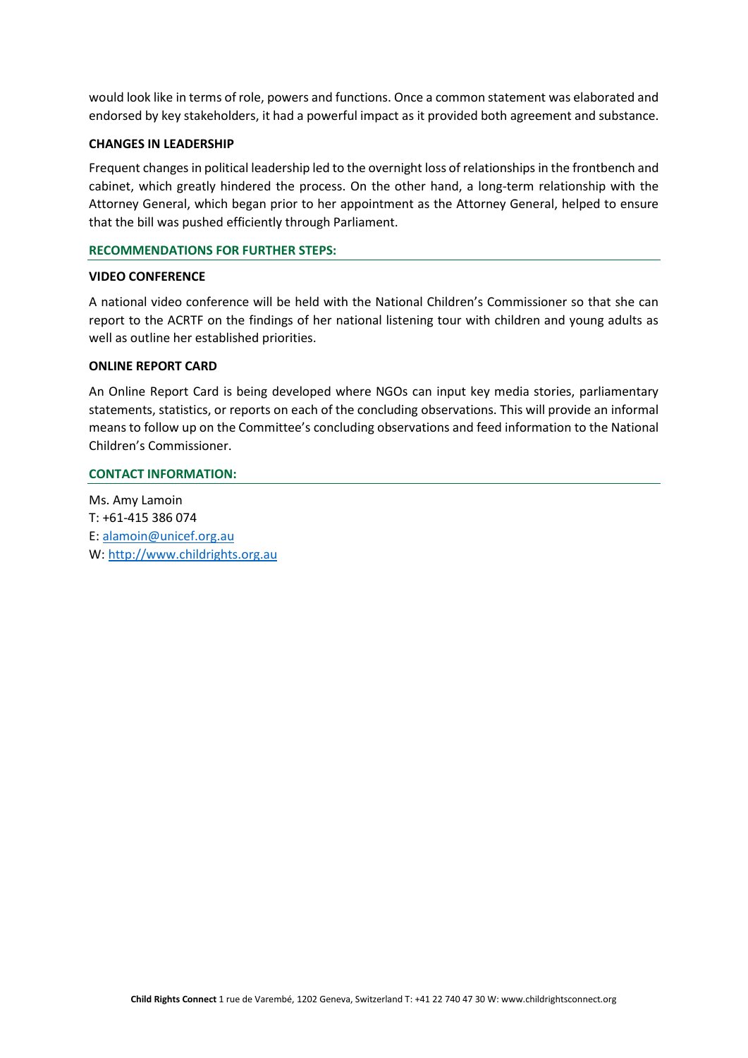would look like in terms of role, powers and functions. Once a common statement was elaborated and endorsed by key stakeholders, it had a powerful impact as it provided both agreement and substance.

**CHANGES IN LEADERSHIP**

Frequent changes in political leadership led to the overnight loss of relationships in the frontbench and cabinet, which greatly hindered the process. On the other hand, a long-term relationship with the Attorney General, which began prior to her appointment as the Attorney General, helped to ensure that the bill was pushed efficiently through Parliament.

## RECOMMENDATIONS FOR FURTHER STEPS:

**VIDEO CONFERENCE**

A national video conference will be held with the National Children's Commissioner so that she can report to the ACRTF on the findings of her national listening tour with children and young adults as well as outline her established priorities.

**ONLINE REPORT CARD**

An Online Report Card is being developed where NGOs can input key media stories, parliamentary statements, statistics, or reports on each of the concluding observations. This will provide an informal means to follow up on the Committee's concluding observations and feed information to the National Children's Commissioner.

## CONTACT INFORMATION:

Ms. Amy Lamoin
T: +61-415 386 074
E: alamoin@unicef.org.au
W: http://www.childrights.org.au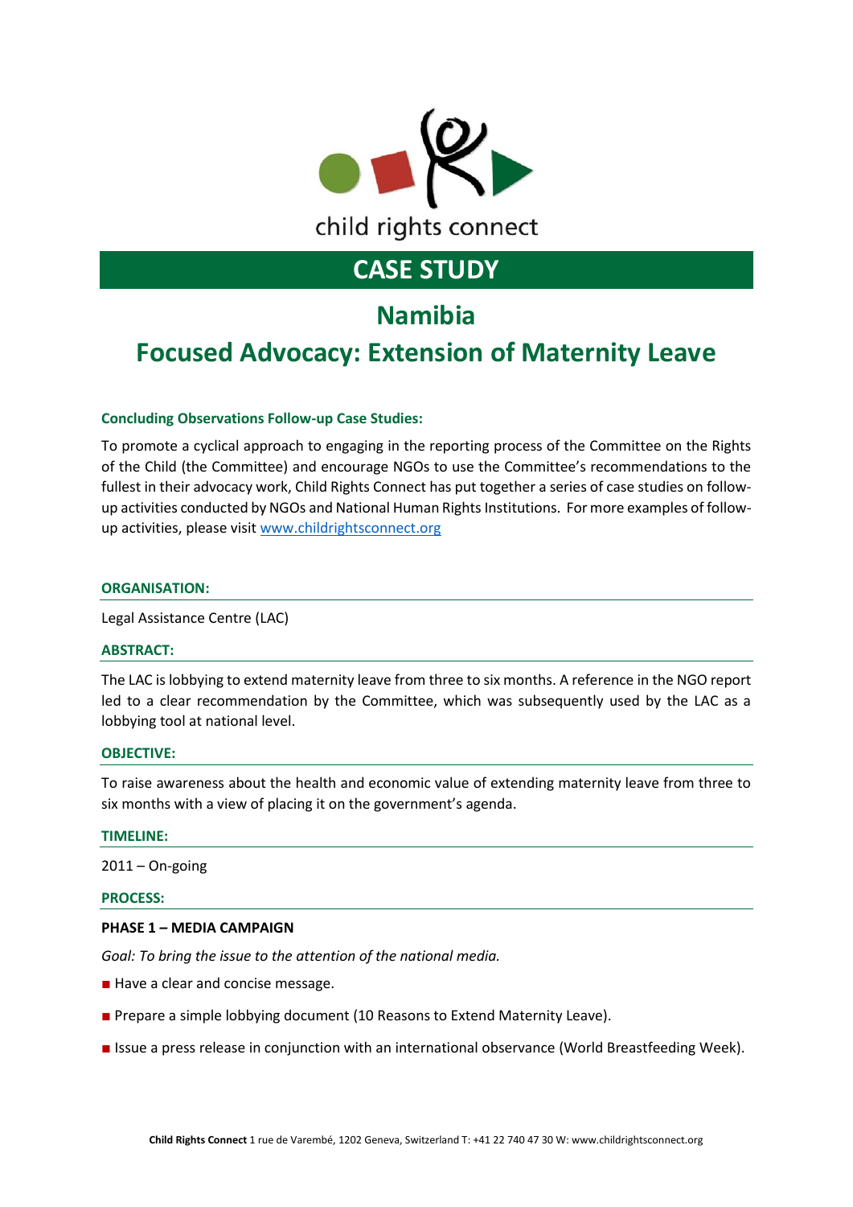child rights connect

# CASE STUDY

## Namibia

## Focused Advocacy: Extension of Maternity Leave

**Concluding Observations Follow-up Case Studies:**

To promote a cyclical approach to engaging in the reporting process of the Committee on the Rights of the Child (the Committee) and encourage NGOs to use the Committee's recommendations to the fullest in their advocacy work, Child Rights Connect has put together a series of case studies on follow-up activities conducted by NGOs and National Human Rights Institutions. For more examples of follow-up activities, please visit [www.childrightsconnect.org](www.childrightsconnect.org)

**ORGANISATION:**

Legal Assistance Centre (LAC)

**ABSTRACT:**

The LAC is lobbying to extend maternity leave from three to six months. A reference in the NGO report led to a clear recommendation by the Committee, which was subsequently used by the LAC as a lobbying tool at national level.

**OBJECTIVE:**

To raise awareness about the health and economic value of extending maternity leave from three to six months with a view of placing it on the government's agenda.

**TIMELINE:**

2011 – On-going

**PROCESS:**

**PHASE 1 – MEDIA CAMPAIGN**

*Goal: To bring the issue to the attention of the national media.*

- Have a clear and concise message.
- Prepare a simple lobbying document (10 Reasons to Extend Maternity Leave).
- Issue a press release in conjunction with an international observance (World Breastfeeding Week).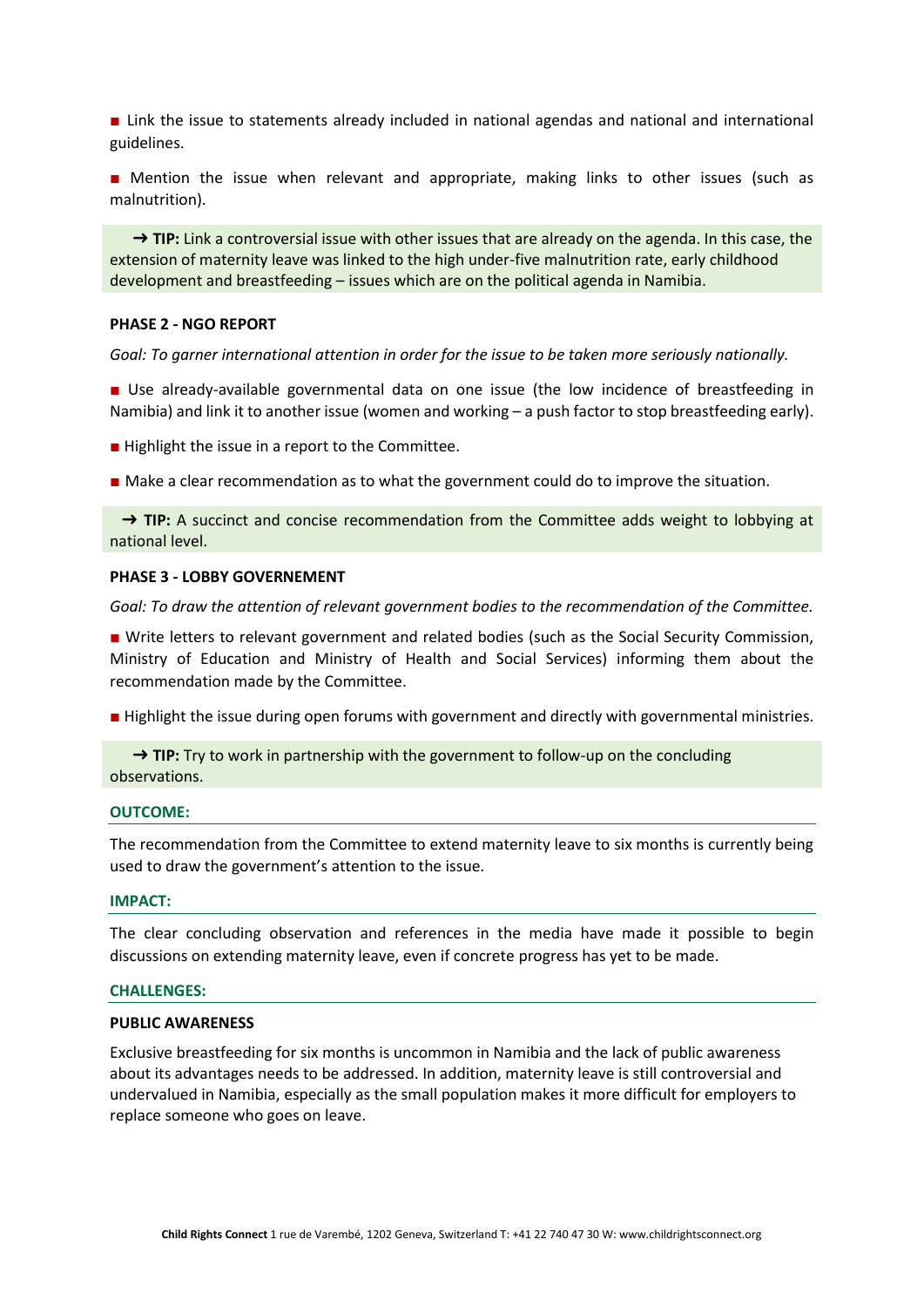■ Link the issue to statements already included in national agendas and national and international guidelines.

■ Mention the issue when relevant and appropriate, making links to other issues (such as malnutrition).

> → **TIP:** Link a controversial issue with other issues that are already on the agenda. In this case, the extension of maternity leave was linked to the high under-five malnutrition rate, early childhood development and breastfeeding – issues which are on the political agenda in Namibia.

**PHASE 2 - NGO REPORT**

*Goal: To garner international attention in order for the issue to be taken more seriously nationally.*

■ Use already-available governmental data on one issue (the low incidence of breastfeeding in Namibia) and link it to another issue (women and working – a push factor to stop breastfeeding early).

■ Highlight the issue in a report to the Committee.

■ Make a clear recommendation as to what the government could do to improve the situation.

> → **TIP:** A succinct and concise recommendation from the Committee adds weight to lobbying at national level.

**PHASE 3 - LOBBY GOVERNEMENT**

*Goal: To draw the attention of relevant government bodies to the recommendation of the Committee.*

■ Write letters to relevant government and related bodies (such as the Social Security Commission, Ministry of Education and Ministry of Health and Social Services) informing them about the recommendation made by the Committee.

■ Highlight the issue during open forums with government and directly with governmental ministries.

> → **TIP:** Try to work in partnership with the government to follow-up on the concluding observations.

**OUTCOME:**

The recommendation from the Committee to extend maternity leave to six months is currently being used to draw the government's attention to the issue.

**IMPACT:**

The clear concluding observation and references in the media have made it possible to begin discussions on extending maternity leave, even if concrete progress has yet to be made.

**CHALLENGES:**

**PUBLIC AWARENESS**

Exclusive breastfeeding for six months is uncommon in Namibia and the lack of public awareness about its advantages needs to be addressed. In addition, maternity leave is still controversial and undervalued in Namibia, especially as the small population makes it more difficult for employers to replace someone who goes on leave.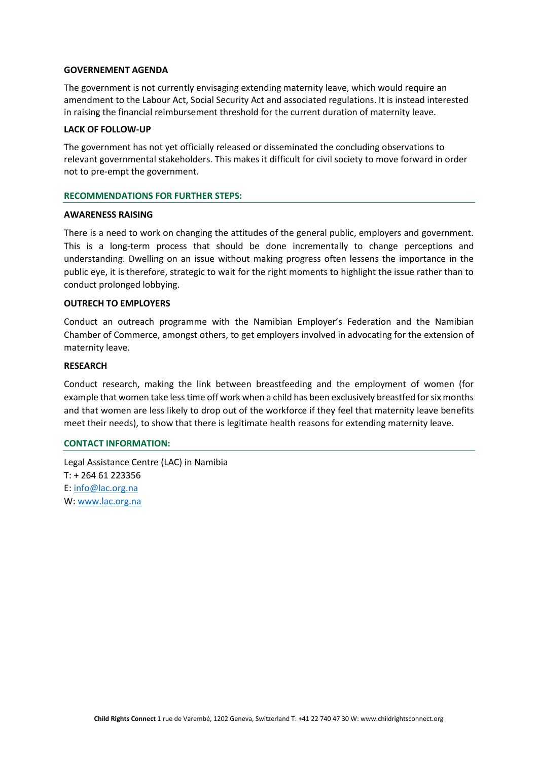**GOVERNEMENT AGENDA**

The government is not currently envisaging extending maternity leave, which would require an amendment to the Labour Act, Social Security Act and associated regulations. It is instead interested in raising the financial reimbursement threshold for the current duration of maternity leave.

**LACK OF FOLLOW-UP**

The government has not yet officially released or disseminated the concluding observations to relevant governmental stakeholders. This makes it difficult for civil society to move forward in order not to pre-empt the government.

## RECOMMENDATIONS FOR FURTHER STEPS:

**AWARENESS RAISING**

There is a need to work on changing the attitudes of the general public, employers and government. This is a long-term process that should be done incrementally to change perceptions and understanding. Dwelling on an issue without making progress often lessens the importance in the public eye, it is therefore, strategic to wait for the right moments to highlight the issue rather than to conduct prolonged lobbying.

**OUTRECH TO EMPLOYERS**

Conduct an outreach programme with the Namibian Employer's Federation and the Namibian Chamber of Commerce, amongst others, to get employers involved in advocating for the extension of maternity leave.

**RESEARCH**

Conduct research, making the link between breastfeeding and the employment of women (for example that women take less time off work when a child has been exclusively breastfed for six months and that women are less likely to drop out of the workforce if they feel that maternity leave benefits meet their needs), to show that there is legitimate health reasons for extending maternity leave.

## CONTACT INFORMATION:

Legal Assistance Centre (LAC) in Namibia
T: + 264 61 223356
E: info@lac.org.na
W: www.lac.org.na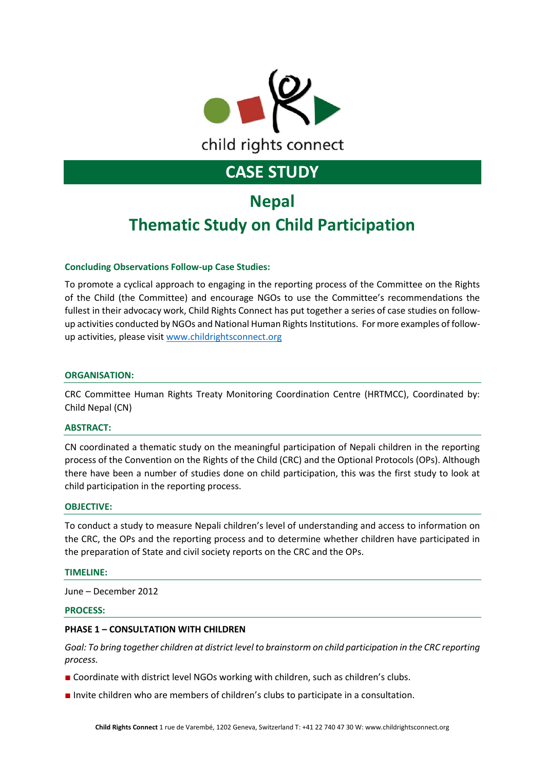child rights connect

# CASE STUDY

## Nepal

## Thematic Study on Child Participation

**Concluding Observations Follow-up Case Studies:**

To promote a cyclical approach to engaging in the reporting process of the Committee on the Rights of the Child (the Committee) and encourage NGOs to use the Committee's recommendations the fullest in their advocacy work, Child Rights Connect has put together a series of case studies on follow-up activities conducted by NGOs and National Human Rights Institutions. For more examples of follow-up activities, please visit [www.childrightsconnect.org](http://www.childrightsconnect.org)

**ORGANISATION:**

CRC Committee Human Rights Treaty Monitoring Coordination Centre (HRTMCC), Coordinated by: Child Nepal (CN)

**ABSTRACT:**

CN coordinated a thematic study on the meaningful participation of Nepali children in the reporting process of the Convention on the Rights of the Child (CRC) and the Optional Protocols (OPs). Although there have been a number of studies done on child participation, this was the first study to look at child participation in the reporting process.

**OBJECTIVE:**

To conduct a study to measure Nepali children's level of understanding and access to information on the CRC, the OPs and the reporting process and to determine whether children have participated in the preparation of State and civil society reports on the CRC and the OPs.

**TIMELINE:**

June – December 2012

**PROCESS:**

**PHASE 1 – CONSULTATION WITH CHILDREN**

*Goal: To bring together children at district level to brainstorm on child participation in the CRC reporting process.*

- Coordinate with district level NGOs working with children, such as children's clubs.
- Invite children who are members of children's clubs to participate in a consultation.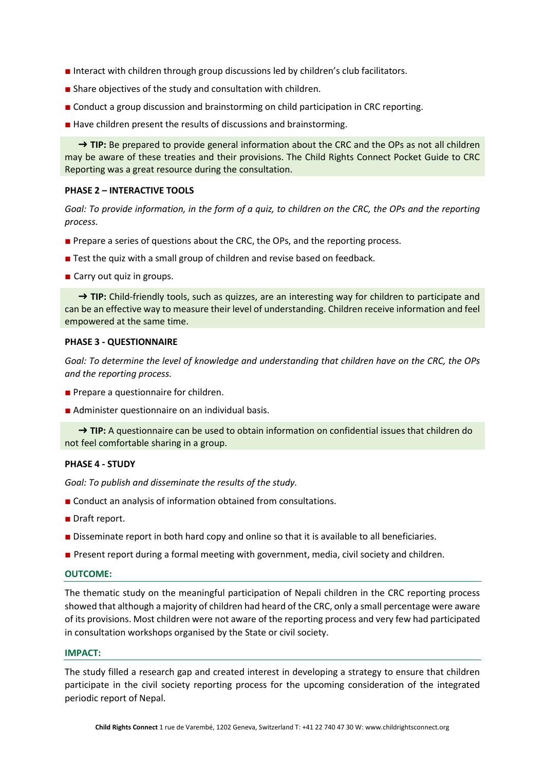- Interact with children through group discussions led by children's club facilitators.
- Share objectives of the study and consultation with children.
- Conduct a group discussion and brainstorming on child participation in CRC reporting.
- Have children present the results of discussions and brainstorming.

> ➜ **TIP:** Be prepared to provide general information about the CRC and the OPs as not all children may be aware of these treaties and their provisions. The Child Rights Connect Pocket Guide to CRC Reporting was a great resource during the consultation.

**PHASE 2 – INTERACTIVE TOOLS**

*Goal: To provide information, in the form of a quiz, to children on the CRC, the OPs and the reporting process.*

- Prepare a series of questions about the CRC, the OPs, and the reporting process.
- Test the quiz with a small group of children and revise based on feedback.
- Carry out quiz in groups.

> ➜ **TIP:** Child-friendly tools, such as quizzes, are an interesting way for children to participate and can be an effective way to measure their level of understanding. Children receive information and feel empowered at the same time.

**PHASE 3 - QUESTIONNAIRE**

*Goal: To determine the level of knowledge and understanding that children have on the CRC, the OPs and the reporting process.*

- Prepare a questionnaire for children.
- Administer questionnaire on an individual basis.

> ➜ **TIP:** A questionnaire can be used to obtain information on confidential issues that children do not feel comfortable sharing in a group.

**PHASE 4 - STUDY**

*Goal: To publish and disseminate the results of the study.*

- Conduct an analysis of information obtained from consultations.
- Draft report.
- Disseminate report in both hard copy and online so that it is available to all beneficiaries.
- Present report during a formal meeting with government, media, civil society and children.

**OUTCOME:**

The thematic study on the meaningful participation of Nepali children in the CRC reporting process showed that although a majority of children had heard of the CRC, only a small percentage were aware of its provisions. Most children were not aware of the reporting process and very few had participated in consultation workshops organised by the State or civil society.

**IMPACT:**

The study filled a research gap and created interest in developing a strategy to ensure that children participate in the civil society reporting process for the upcoming consideration of the integrated periodic report of Nepal.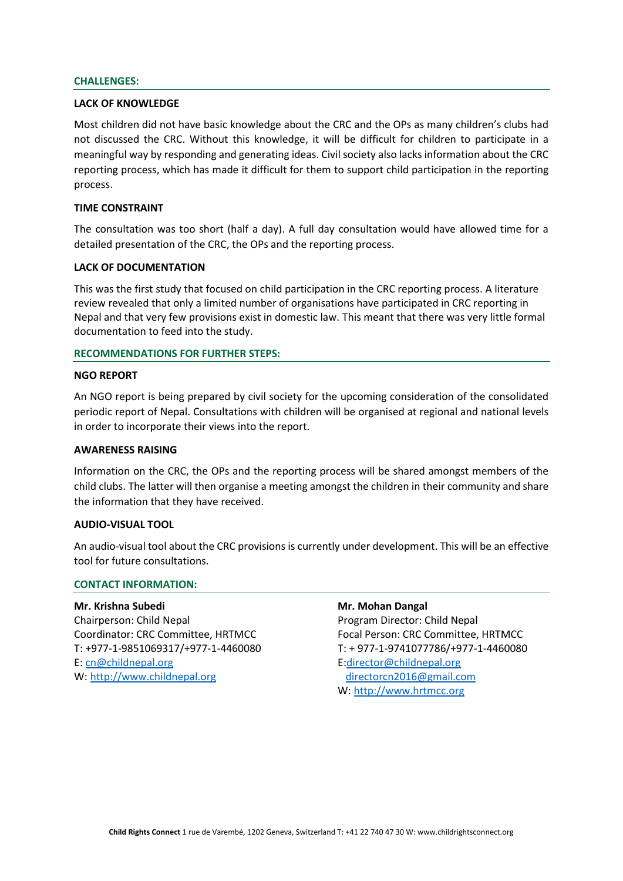## CHALLENGES:

### LACK OF KNOWLEDGE

Most children did not have basic knowledge about the CRC and the OPs as many children's clubs had not discussed the CRC. Without this knowledge, it will be difficult for children to participate in a meaningful way by responding and generating ideas. Civil society also lacks information about the CRC reporting process, which has made it difficult for them to support child participation in the reporting process.

### TIME CONSTRAINT

The consultation was too short (half a day). A full day consultation would have allowed time for a detailed presentation of the CRC, the OPs and the reporting process.

### LACK OF DOCUMENTATION

This was the first study that focused on child participation in the CRC reporting process. A literature review revealed that only a limited number of organisations have participated in CRC reporting in Nepal and that very few provisions exist in domestic law. This meant that there was very little formal documentation to feed into the study.

## RECOMMENDATIONS FOR FURTHER STEPS:

### NGO REPORT

An NGO report is being prepared by civil society for the upcoming consideration of the consolidated periodic report of Nepal. Consultations with children will be organised at regional and national levels in order to incorporate their views into the report.

### AWARENESS RAISING

Information on the CRC, the OPs and the reporting process will be shared amongst members of the child clubs. The latter will then organise a meeting amongst the children in their community and share the information that they have received.

### AUDIO-VISUAL TOOL

An audio-visual tool about the CRC provisions is currently under development. This will be an effective tool for future consultations.

## CONTACT INFORMATION:

**Mr. Krishna Subedi**
Chairperson: Child Nepal
Coordinator: CRC Committee, HRTMCC
T: +977-1-9851069317/+977-1-4460080
E: cn@childnepal.org
W: http://www.childnepal.org

**Mr. Mohan Dangal**
Program Director: Child Nepal
Focal Person: CRC Committee, HRTMCC
T: + 977-1-9741077786/+977-1-4460080
E: director@childnepal.org
directorcn2016@gmail.com
W: http://www.hrtmcc.org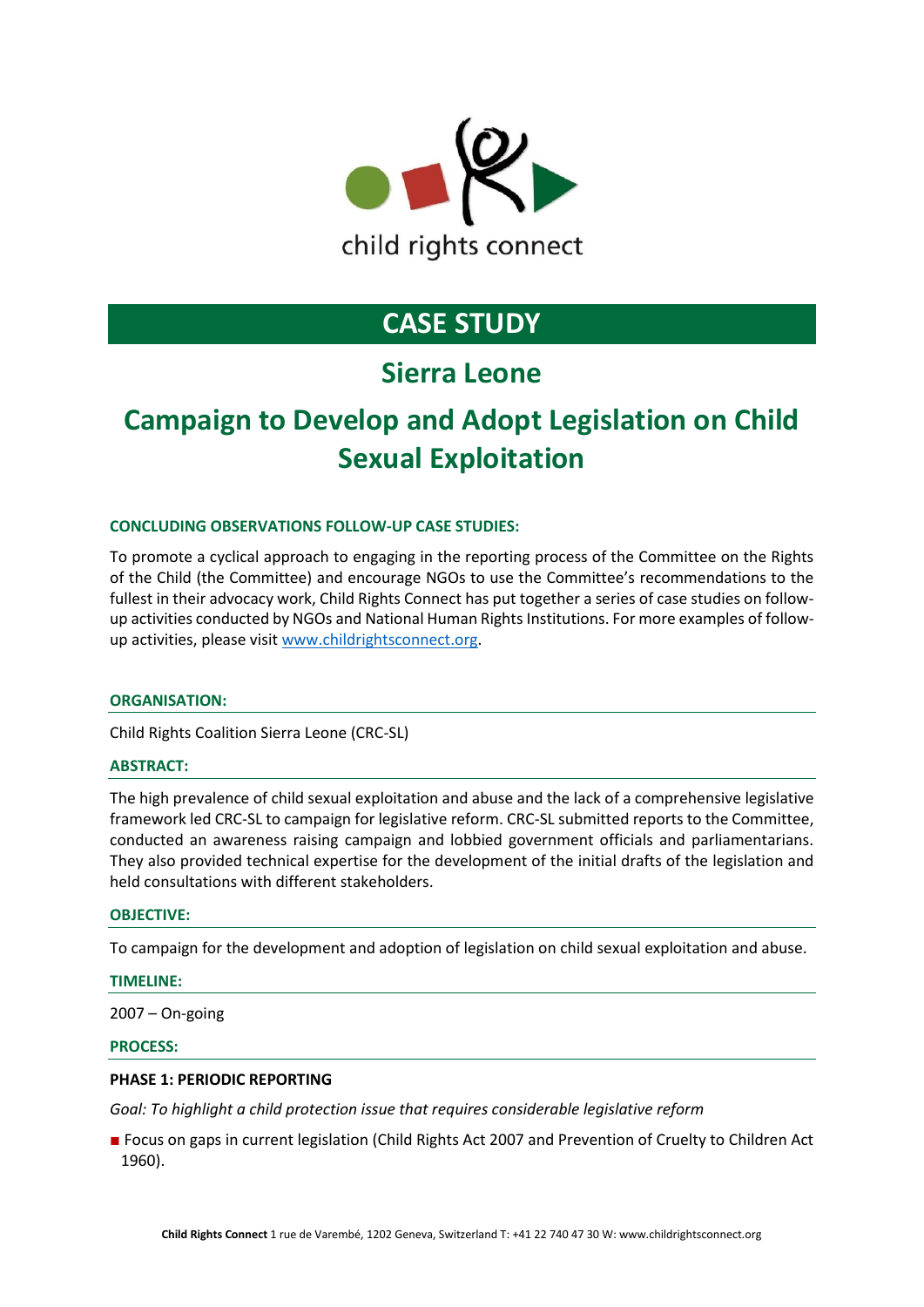# CASE STUDY

## Sierra Leone

## Campaign to Develop and Adopt Legislation on Child Sexual Exploitation

**CONCLUDING OBSERVATIONS FOLLOW-UP CASE STUDIES:**

To promote a cyclical approach to engaging in the reporting process of the Committee on the Rights of the Child (the Committee) and encourage NGOs to use the Committee's recommendations to the fullest in their advocacy work, Child Rights Connect has put together a series of case studies on follow-up activities conducted by NGOs and National Human Rights Institutions. For more examples of follow-up activities, please visit www.childrightsconnect.org.

**ORGANISATION:**

Child Rights Coalition Sierra Leone (CRC-SL)

**ABSTRACT:**

The high prevalence of child sexual exploitation and abuse and the lack of a comprehensive legislative framework led CRC-SL to campaign for legislative reform. CRC-SL submitted reports to the Committee, conducted an awareness raising campaign and lobbied government officials and parliamentarians. They also provided technical expertise for the development of the initial drafts of the legislation and held consultations with different stakeholders.

**OBJECTIVE:**

To campaign for the development and adoption of legislation on child sexual exploitation and abuse.

**TIMELINE:**

2007 – On-going

**PROCESS:**

**PHASE 1: PERIODIC REPORTING**

*Goal: To highlight a child protection issue that requires considerable legislative reform*

- Focus on gaps in current legislation (Child Rights Act 2007 and Prevention of Cruelty to Children Act 1960).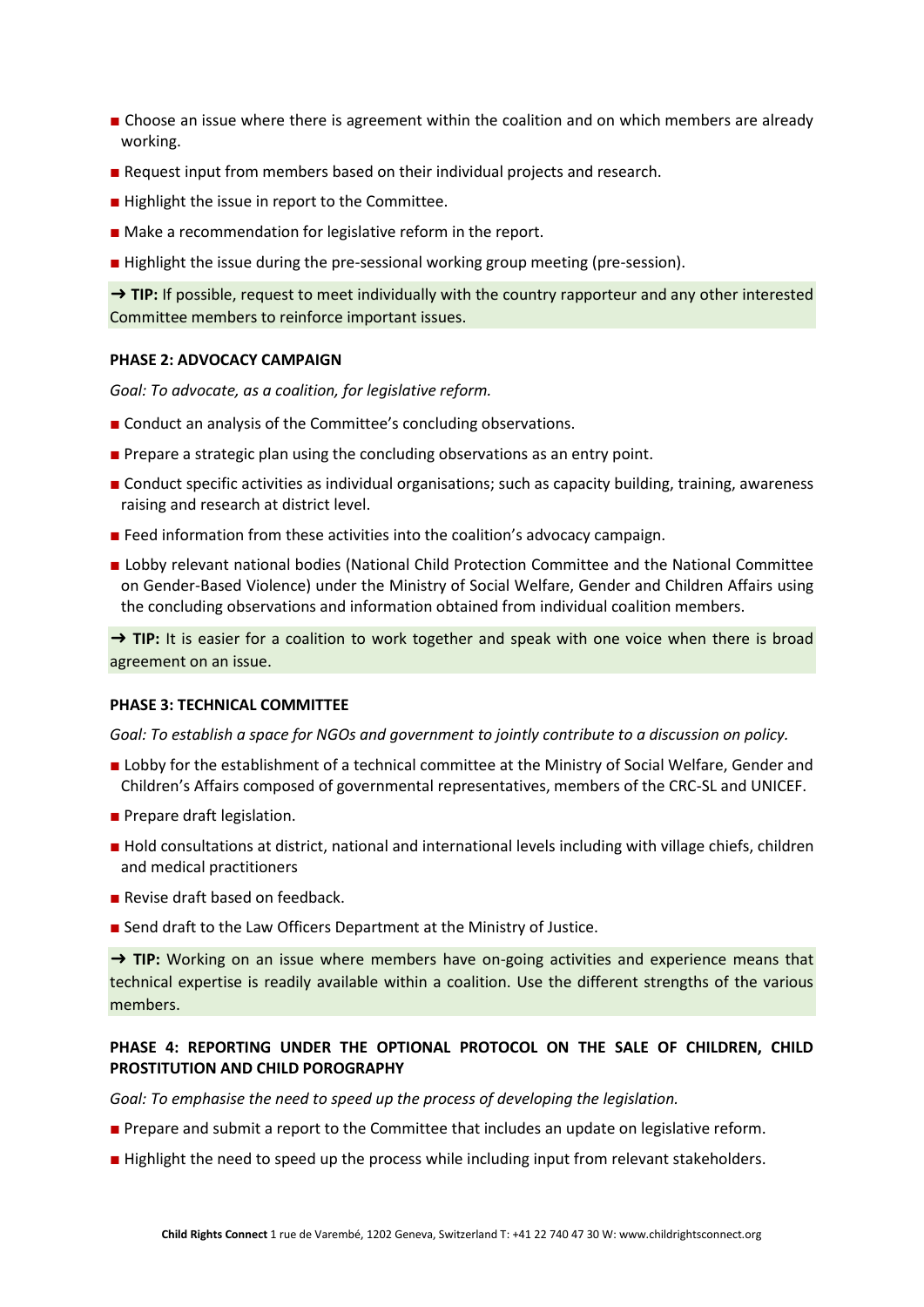- Choose an issue where there is agreement within the coalition and on which members are already working.
- Request input from members based on their individual projects and research.
- Highlight the issue in report to the Committee.
- Make a recommendation for legislative reform in the report.
- Highlight the issue during the pre-sessional working group meeting (pre-session).

➜ **TIP:** If possible, request to meet individually with the country rapporteur and any other interested Committee members to reinforce important issues.

#### PHASE 2: ADVOCACY CAMPAIGN

*Goal: To advocate, as a coalition, for legislative reform.*

- Conduct an analysis of the Committee's concluding observations.
- Prepare a strategic plan using the concluding observations as an entry point.
- Conduct specific activities as individual organisations; such as capacity building, training, awareness raising and research at district level.
- Feed information from these activities into the coalition's advocacy campaign.
- Lobby relevant national bodies (National Child Protection Committee and the National Committee on Gender-Based Violence) under the Ministry of Social Welfare, Gender and Children Affairs using the concluding observations and information obtained from individual coalition members.

➜ **TIP:** It is easier for a coalition to work together and speak with one voice when there is broad agreement on an issue.

#### PHASE 3: TECHNICAL COMMITTEE

*Goal: To establish a space for NGOs and government to jointly contribute to a discussion on policy.*

- Lobby for the establishment of a technical committee at the Ministry of Social Welfare, Gender and Children's Affairs composed of governmental representatives, members of the CRC-SL and UNICEF.
- Prepare draft legislation.
- Hold consultations at district, national and international levels including with village chiefs, children and medical practitioners
- Revise draft based on feedback.
- Send draft to the Law Officers Department at the Ministry of Justice.

➜ **TIP:** Working on an issue where members have on-going activities and experience means that technical expertise is readily available within a coalition. Use the different strengths of the various members.

#### PHASE 4: REPORTING UNDER THE OPTIONAL PROTOCOL ON THE SALE OF CHILDREN, CHILD PROSTITUTION AND CHILD POROGRAPHY

*Goal: To emphasise the need to speed up the process of developing the legislation.*

- Prepare and submit a report to the Committee that includes an update on legislative reform.
- Highlight the need to speed up the process while including input from relevant stakeholders.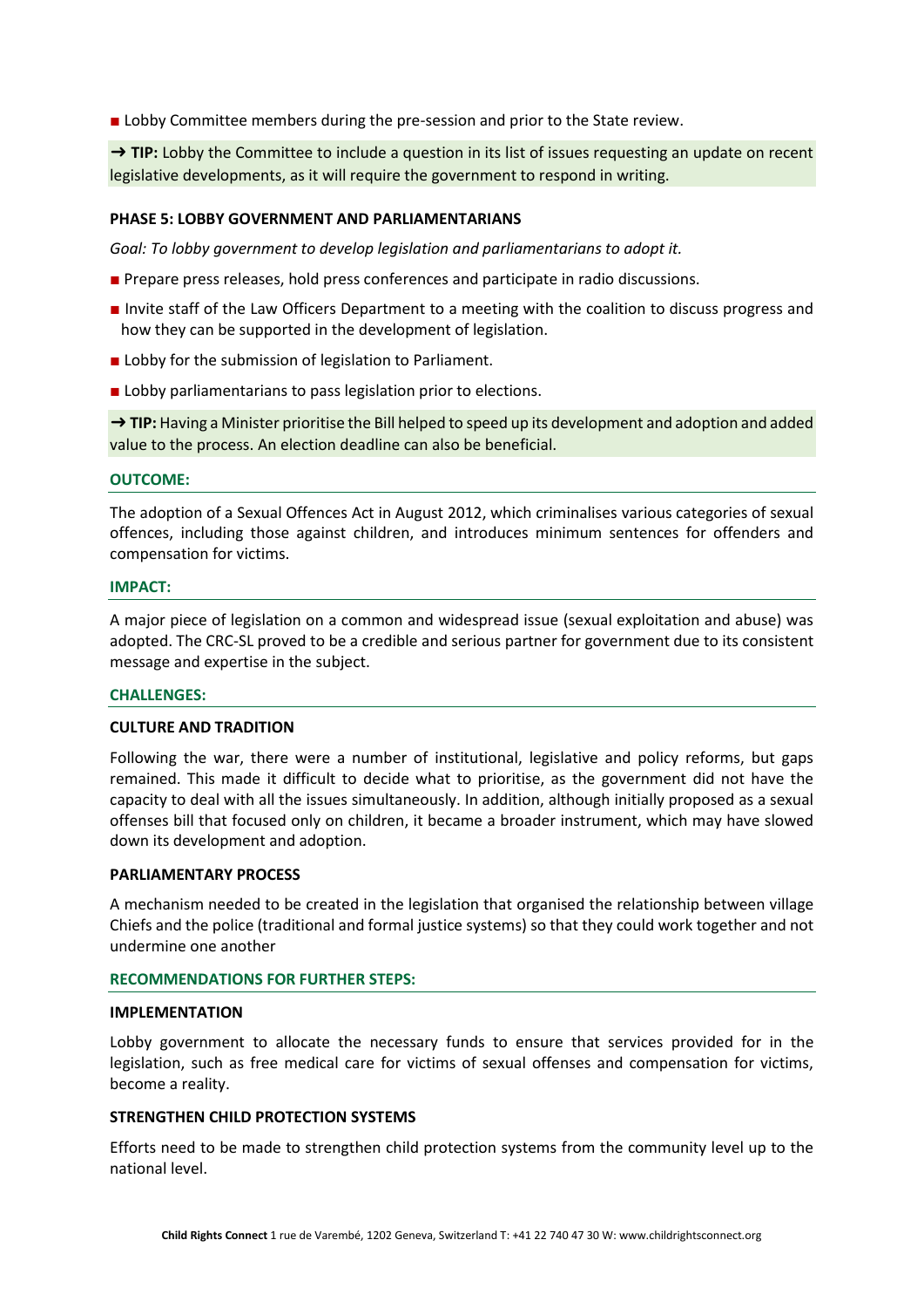- Lobby Committee members during the pre-session and prior to the State review.

→ **TIP:** Lobby the Committee to include a question in its list of issues requesting an update on recent legislative developments, as it will require the government to respond in writing.

**PHASE 5: LOBBY GOVERNMENT AND PARLIAMENTARIANS**

*Goal: To lobby government to develop legislation and parliamentarians to adopt it.*

- Prepare press releases, hold press conferences and participate in radio discussions.
- Invite staff of the Law Officers Department to a meeting with the coalition to discuss progress and how they can be supported in the development of legislation.
- Lobby for the submission of legislation to Parliament.
- Lobby parliamentarians to pass legislation prior to elections.

→ **TIP:** Having a Minister prioritise the Bill helped to speed up its development and adoption and added value to the process. An election deadline can also be beneficial.

**OUTCOME:**

The adoption of a Sexual Offences Act in August 2012, which criminalises various categories of sexual offences, including those against children, and introduces minimum sentences for offenders and compensation for victims.

**IMPACT:**

A major piece of legislation on a common and widespread issue (sexual exploitation and abuse) was adopted. The CRC-SL proved to be a credible and serious partner for government due to its consistent message and expertise in the subject.

**CHALLENGES:**

**CULTURE AND TRADITION**

Following the war, there were a number of institutional, legislative and policy reforms, but gaps remained. This made it difficult to decide what to prioritise, as the government did not have the capacity to deal with all the issues simultaneously. In addition, although initially proposed as a sexual offenses bill that focused only on children, it became a broader instrument, which may have slowed down its development and adoption.

**PARLIAMENTARY PROCESS**

A mechanism needed to be created in the legislation that organised the relationship between village Chiefs and the police (traditional and formal justice systems) so that they could work together and not undermine one another

**RECOMMENDATIONS FOR FURTHER STEPS:**

**IMPLEMENTATION**

Lobby government to allocate the necessary funds to ensure that services provided for in the legislation, such as free medical care for victims of sexual offenses and compensation for victims, become a reality.

**STRENGTHEN CHILD PROTECTION SYSTEMS**

Efforts need to be made to strengthen child protection systems from the community level up to the national level.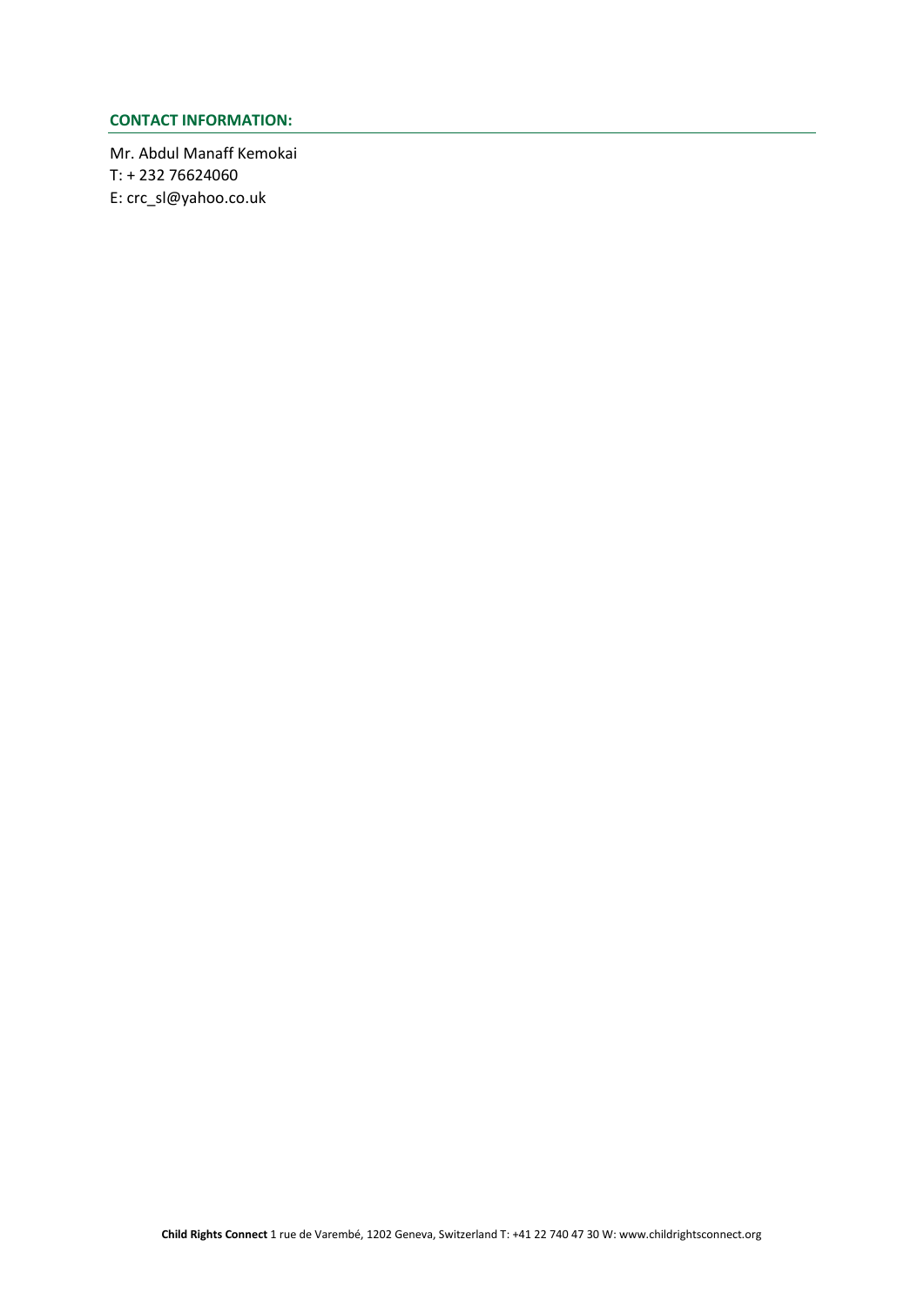### CONTACT INFORMATION:

Mr. Abdul Manaff Kemokai
T: + 232 76624060
E: crc_sl@yahoo.co.uk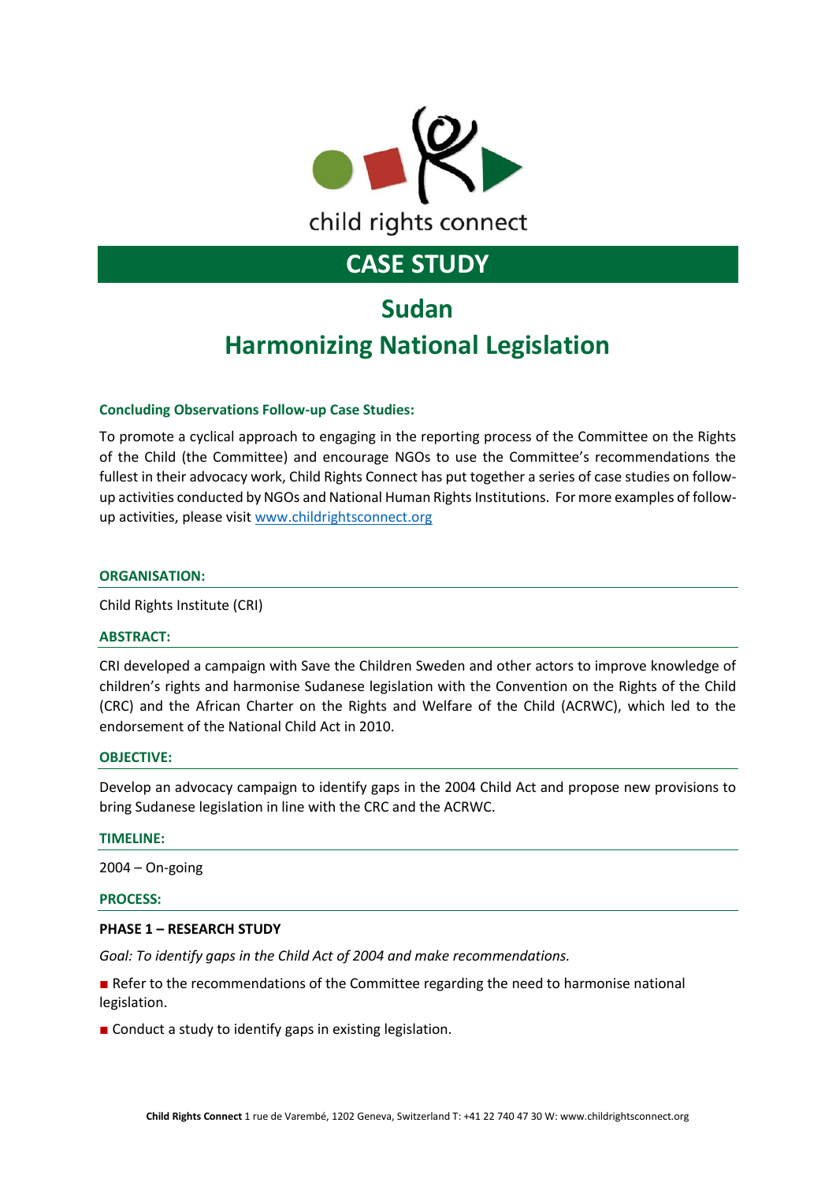child rights connect

# CASE STUDY

## Sudan

## Harmonizing National Legislation

### Concluding Observations Follow-up Case Studies:

To promote a cyclical approach to engaging in the reporting process of the Committee on the Rights of the Child (the Committee) and encourage NGOs to use the Committee's recommendations the fullest in their advocacy work, Child Rights Connect has put together a series of case studies on follow-up activities conducted by NGOs and National Human Rights Institutions. For more examples of follow-up activities, please visit [www.childrightsconnect.org](www.childrightsconnect.org)

### ORGANISATION:

Child Rights Institute (CRI)

### ABSTRACT:

CRI developed a campaign with Save the Children Sweden and other actors to improve knowledge of children's rights and harmonise Sudanese legislation with the Convention on the Rights of the Child (CRC) and the African Charter on the Rights and Welfare of the Child (ACRWC), which led to the endorsement of the National Child Act in 2010.

### OBJECTIVE:

Develop an advocacy campaign to identify gaps in the 2004 Child Act and propose new provisions to bring Sudanese legislation in line with the CRC and the ACRWC.

### TIMELINE:

2004 – On-going

### PROCESS:

**PHASE 1 – RESEARCH STUDY**

*Goal: To identify gaps in the Child Act of 2004 and make recommendations.*

- Refer to the recommendations of the Committee regarding the need to harmonise national legislation.
- Conduct a study to identify gaps in existing legislation.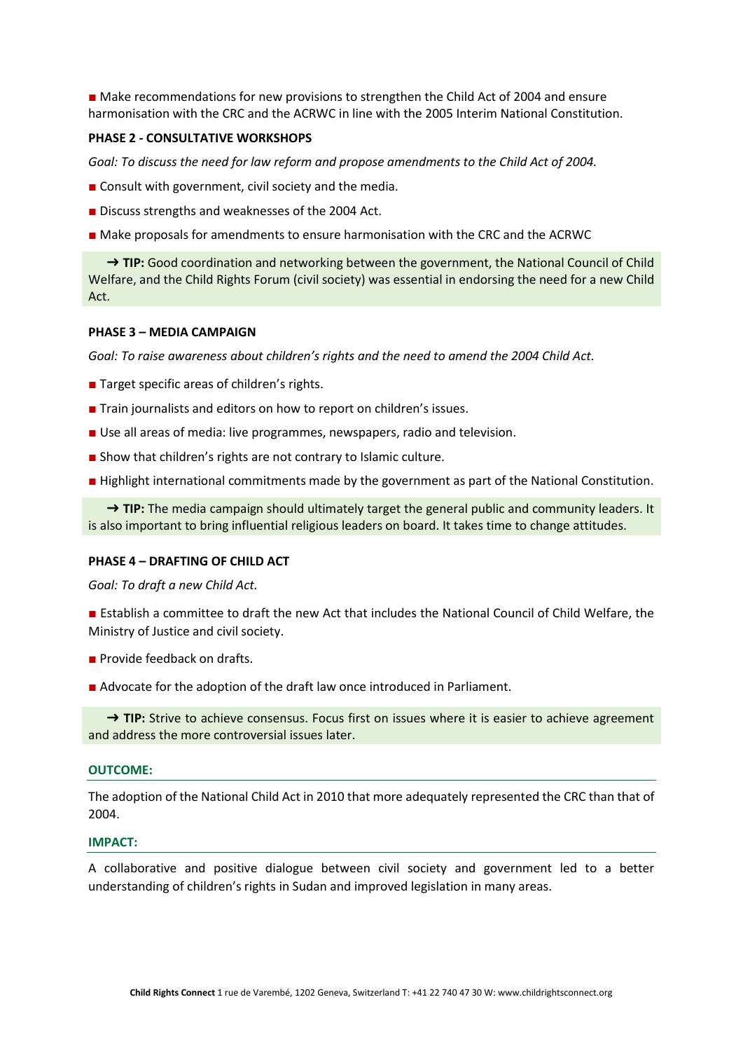■ Make recommendations for new provisions to strengthen the Child Act of 2004 and ensure harmonisation with the CRC and the ACRWC in line with the 2005 Interim National Constitution.

**PHASE 2 - CONSULTATIVE WORKSHOPS**

*Goal: To discuss the need for law reform and propose amendments to the Child Act of 2004.*

■ Consult with government, civil society and the media.

■ Discuss strengths and weaknesses of the 2004 Act.

■ Make proposals for amendments to ensure harmonisation with the CRC and the ACRWC

> → **TIP:** Good coordination and networking between the government, the National Council of Child Welfare, and the Child Rights Forum (civil society) was essential in endorsing the need for a new Child Act.

**PHASE 3 – MEDIA CAMPAIGN**

*Goal: To raise awareness about children's rights and the need to amend the 2004 Child Act.*

■ Target specific areas of children's rights.

■ Train journalists and editors on how to report on children's issues.

■ Use all areas of media: live programmes, newspapers, radio and television.

■ Show that children's rights are not contrary to Islamic culture.

■ Highlight international commitments made by the government as part of the National Constitution.

> → **TIP:** The media campaign should ultimately target the general public and community leaders. It is also important to bring influential religious leaders on board. It takes time to change attitudes.

**PHASE 4 – DRAFTING OF CHILD ACT**

*Goal: To draft a new Child Act.*

■ Establish a committee to draft the new Act that includes the National Council of Child Welfare, the Ministry of Justice and civil society.

■ Provide feedback on drafts.

■ Advocate for the adoption of the draft law once introduced in Parliament.

> → **TIP:** Strive to achieve consensus. Focus first on issues where it is easier to achieve agreement and address the more controversial issues later.

**OUTCOME:**

The adoption of the National Child Act in 2010 that more adequately represented the CRC than that of 2004.

**IMPACT:**

A collaborative and positive dialogue between civil society and government led to a better understanding of children's rights in Sudan and improved legislation in many areas.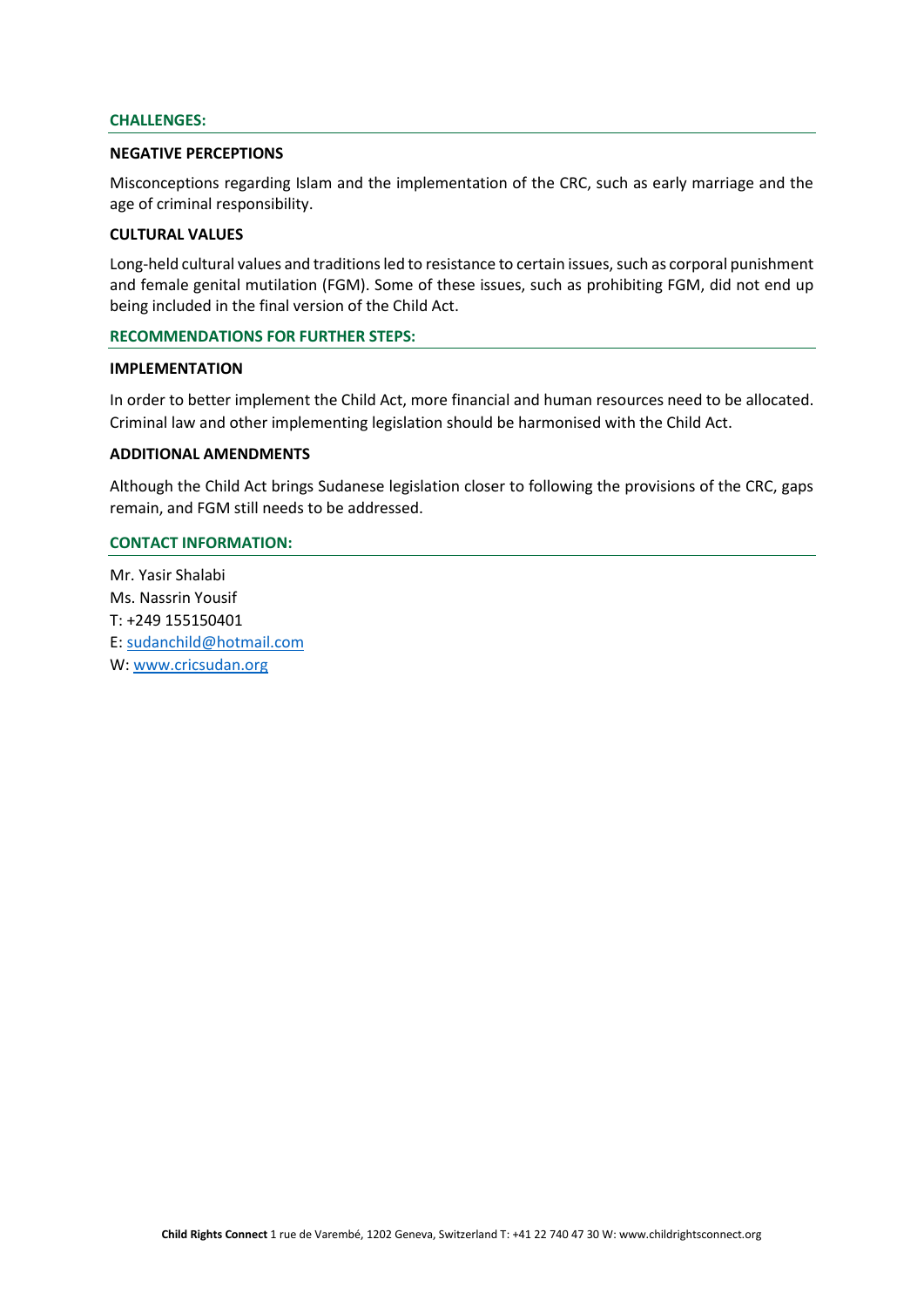## CHALLENGES:

### NEGATIVE PERCEPTIONS

Misconceptions regarding Islam and the implementation of the CRC, such as early marriage and the age of criminal responsibility.

### CULTURAL VALUES

Long-held cultural values and traditions led to resistance to certain issues, such as corporal punishment and female genital mutilation (FGM). Some of these issues, such as prohibiting FGM, did not end up being included in the final version of the Child Act.

## RECOMMENDATIONS FOR FURTHER STEPS:

### IMPLEMENTATION

In order to better implement the Child Act, more financial and human resources need to be allocated. Criminal law and other implementing legislation should be harmonised with the Child Act.

### ADDITIONAL AMENDMENTS

Although the Child Act brings Sudanese legislation closer to following the provisions of the CRC, gaps remain, and FGM still needs to be addressed.

## CONTACT INFORMATION:

Mr. Yasir Shalabi
Ms. Nassrin Yousif
T: +249 155150401
E: sudanchild@hotmail.com
W: www.cricsudan.org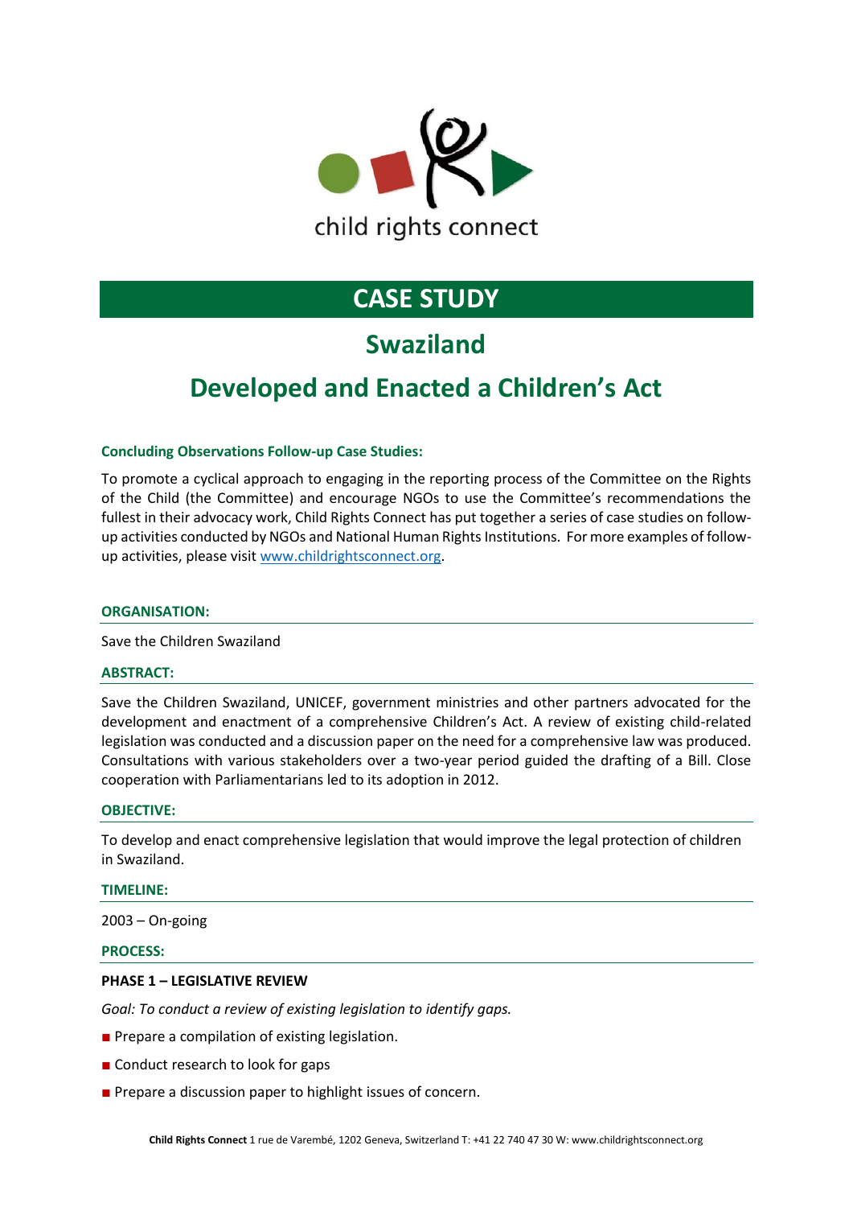child rights connect

# CASE STUDY

## Swaziland

## Developed and Enacted a Children's Act

**Concluding Observations Follow-up Case Studies:**

To promote a cyclical approach to engaging in the reporting process of the Committee on the Rights of the Child (the Committee) and encourage NGOs to use the Committee's recommendations the fullest in their advocacy work, Child Rights Connect has put together a series of case studies on follow-up activities conducted by NGOs and National Human Rights Institutions. For more examples of follow-up activities, please visit www.childrightsconnect.org.

### ORGANISATION:

Save the Children Swaziland

### ABSTRACT:

Save the Children Swaziland, UNICEF, government ministries and other partners advocated for the development and enactment of a comprehensive Children's Act. A review of existing child-related legislation was conducted and a discussion paper on the need for a comprehensive law was produced. Consultations with various stakeholders over a two-year period guided the drafting of a Bill. Close cooperation with Parliamentarians led to its adoption in 2012.

### OBJECTIVE:

To develop and enact comprehensive legislation that would improve the legal protection of children in Swaziland.

### TIMELINE:

2003 – On-going

### PROCESS:

**PHASE 1 – LEGISLATIVE REVIEW**

*Goal: To conduct a review of existing legislation to identify gaps.*

- Prepare a compilation of existing legislation.
- Conduct research to look for gaps
- Prepare a discussion paper to highlight issues of concern.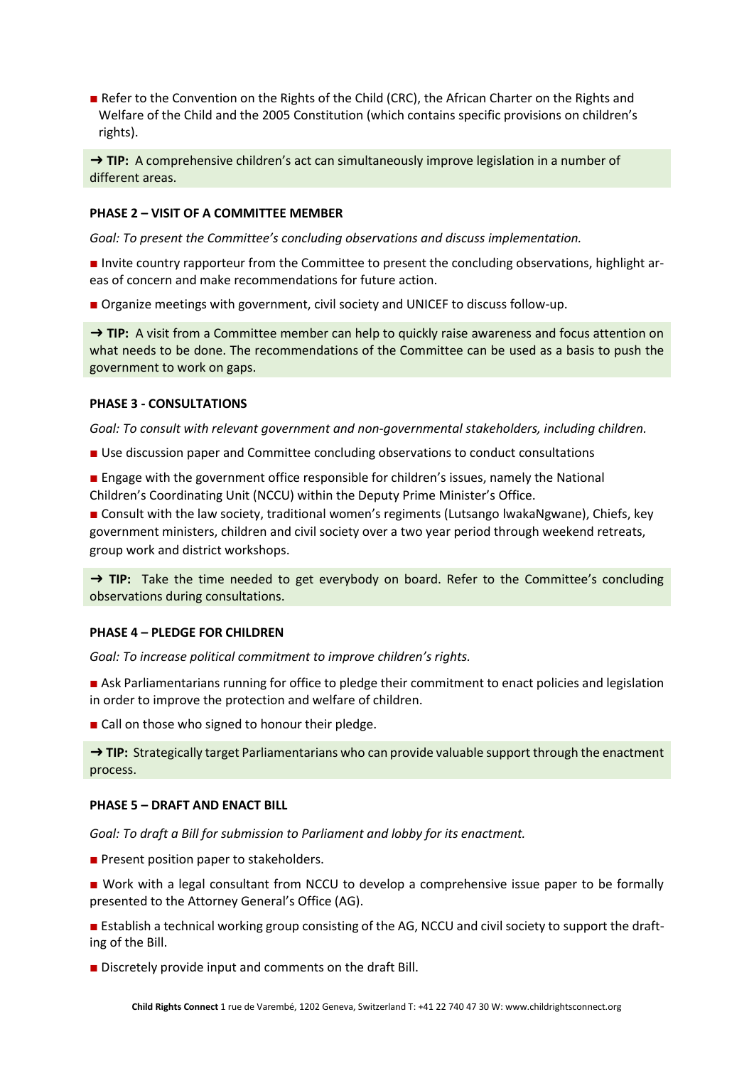■ Refer to the Convention on the Rights of the Child (CRC), the African Charter on the Rights and Welfare of the Child and the 2005 Constitution (which contains specific provisions on children's rights).

➜ **TIP:** A comprehensive children's act can simultaneously improve legislation in a number of different areas.

**PHASE 2 – VISIT OF A COMMITTEE MEMBER**

*Goal: To present the Committee's concluding observations and discuss implementation.*

■ Invite country rapporteur from the Committee to present the concluding observations, highlight areas of concern and make recommendations for future action.

■ Organize meetings with government, civil society and UNICEF to discuss follow-up.

➜ **TIP:** A visit from a Committee member can help to quickly raise awareness and focus attention on what needs to be done. The recommendations of the Committee can be used as a basis to push the government to work on gaps.

**PHASE 3 - CONSULTATIONS**

*Goal: To consult with relevant government and non-governmental stakeholders, including children.*

■ Use discussion paper and Committee concluding observations to conduct consultations

■ Engage with the government office responsible for children's issues, namely the National Children's Coordinating Unit (NCCU) within the Deputy Prime Minister's Office.

■ Consult with the law society, traditional women's regiments (Lutsango lwakaNgwane), Chiefs, key government ministers, children and civil society over a two year period through weekend retreats, group work and district workshops.

➜ **TIP:** Take the time needed to get everybody on board. Refer to the Committee's concluding observations during consultations.

**PHASE 4 – PLEDGE FOR CHILDREN**

*Goal: To increase political commitment to improve children's rights.*

■ Ask Parliamentarians running for office to pledge their commitment to enact policies and legislation in order to improve the protection and welfare of children.

■ Call on those who signed to honour their pledge.

➜ **TIP:** Strategically target Parliamentarians who can provide valuable support through the enactment process.

**PHASE 5 – DRAFT AND ENACT BILL**

*Goal: To draft a Bill for submission to Parliament and lobby for its enactment.*

■ Present position paper to stakeholders.

■ Work with a legal consultant from NCCU to develop a comprehensive issue paper to be formally presented to the Attorney General's Office (AG).

■ Establish a technical working group consisting of the AG, NCCU and civil society to support the drafting of the Bill.

■ Discretely provide input and comments on the draft Bill.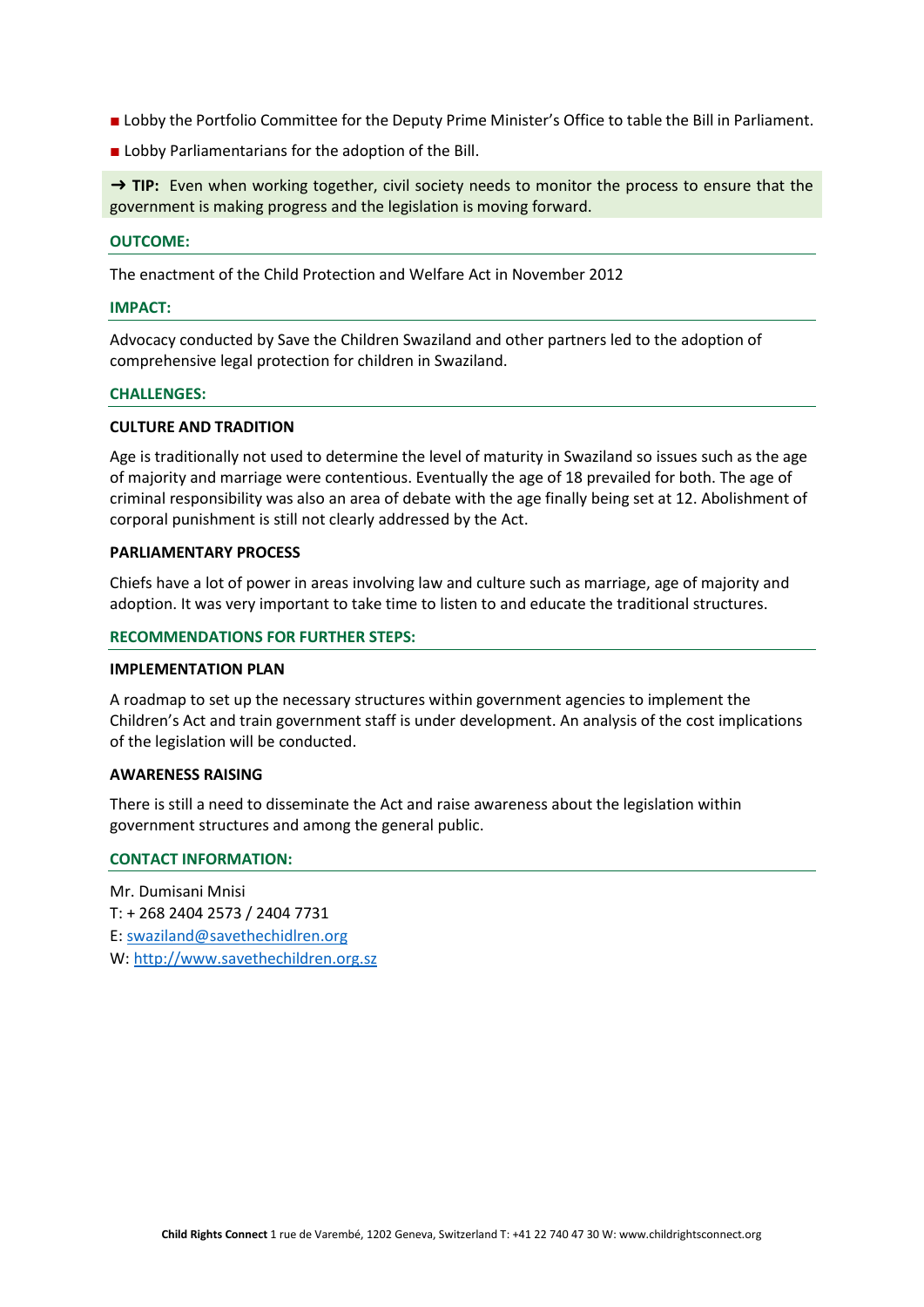- Lobby the Portfolio Committee for the Deputy Prime Minister's Office to table the Bill in Parliament.
- Lobby Parliamentarians for the adoption of the Bill.

> ➔ **TIP:** Even when working together, civil society needs to monitor the process to ensure that the government is making progress and the legislation is moving forward.

### OUTCOME:

The enactment of the Child Protection and Welfare Act in November 2012

### IMPACT:

Advocacy conducted by Save the Children Swaziland and other partners led to the adoption of comprehensive legal protection for children in Swaziland.

### CHALLENGES:

**CULTURE AND TRADITION**

Age is traditionally not used to determine the level of maturity in Swaziland so issues such as the age of majority and marriage were contentious. Eventually the age of 18 prevailed for both. The age of criminal responsibility was also an area of debate with the age finally being set at 12. Abolishment of corporal punishment is still not clearly addressed by the Act.

**PARLIAMENTARY PROCESS**

Chiefs have a lot of power in areas involving law and culture such as marriage, age of majority and adoption. It was very important to take time to listen to and educate the traditional structures.

### RECOMMENDATIONS FOR FURTHER STEPS:

**IMPLEMENTATION PLAN**

A roadmap to set up the necessary structures within government agencies to implement the Children's Act and train government staff is under development. An analysis of the cost implications of the legislation will be conducted.

**AWARENESS RAISING**

There is still a need to disseminate the Act and raise awareness about the legislation within government structures and among the general public.

### CONTACT INFORMATION:

Mr. Dumisani Mnisi
T: + 268 2404 2573 / 2404 7731
E: swaziland@savethechidlren.org
W: http://www.savethechildren.org.sz